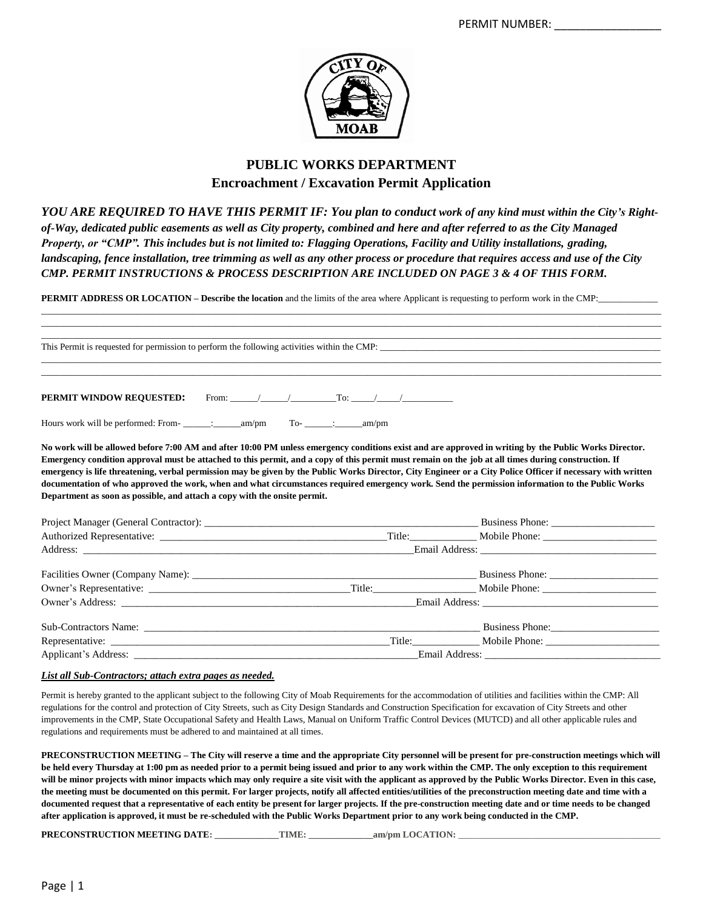PERMIT NUMBER: ________________

# PUBLIC WORKS DEPARTMENT
## Encroachment / Excavation Permit Application

***YOU ARE REQUIRED TO HAVE THIS PERMIT IF: You plan to conduct work of any kind must within the City's Right-of-Way, dedicated public easements as well as City property, combined and here and after referred to as the City Managed Property, or "CMP". This includes but is not limited to: Flagging Operations, Facility and Utility installations, grading, landscaping, fence installation, tree trimming as well as any other process or procedure that requires access and use of the City CMP. PERMIT INSTRUCTIONS & PROCESS DESCRIPTION ARE INCLUDED ON PAGE 3 & 4 OF THIS FORM.***

**PERMIT ADDRESS OR LOCATION – Describe the location** and the limits of the area where Applicant is requesting to perform work in the CMP:____________
______________________________________________________________________________________________________________
______________________________________________________________________________________________________________
______________________________________________________________________________________________________________

This Permit is requested for permission to perform the following activities within the CMP: ______________________________________________
______________________________________________________________________________________________________________
______________________________________________________________________________________________________________

**PERMIT WINDOW REQUESTED:** From: ______/______/__________To: _____/_____/___________

Hours work will be performed: From- ______:______am/pm To- ______:______am/pm

**No work will be allowed before 7:00 AM and after 10:00 PM unless emergency conditions exist and are approved in writing by the Public Works Director. Emergency condition approval must be attached to this permit, and a copy of this permit must remain on the job at all times during construction. If emergency is life threatening, verbal permission may be given by the Public Works Director, City Engineer or a City Police Officer if necessary with written documentation of who approved the work, when and what circumstances required emergency work. Send the permission information to the Public Works Department as soon as possible, and attach a copy with the onsite permit.**

Project Manager (General Contractor): ______________________________________________________ Business Phone: ____________________
Authorized Representative: ____________________________________________Title:____________ Mobile Phone: ______________________
Address: ______________________________________________________________________Email Address: __________________________________

Facilities Owner (Company Name): ________________________________________________________ Business Phone: _____________________
Owner's Representative: ______________________________________Title:___________________ Mobile Phone: ______________________
Owner's Address: ____________________________________________________________Email Address: __________________________________

Sub-Contractors Name: ____________________________________________________________________ Business Phone:_____________________
Representative: ______________________________________________________Title:____________ Mobile Phone: ______________________
Applicant's Address: __________________________________________________________Email Address: __________________________________

***List all Sub-Contractors; attach extra pages as needed.***

Permit is hereby granted to the applicant subject to the following City of Moab Requirements for the accommodation of utilities and facilities within the CMP: All regulations for the control and protection of City Streets, such as City Design Standards and Construction Specification for excavation of City Streets and other improvements in the CMP, State Occupational Safety and Health Laws, Manual on Uniform Traffic Control Devices (MUTCD) and all other applicable rules and regulations and requirements must be adhered to and maintained at all times.

**PRECONSTRUCTION MEETING – The City will reserve a time and the appropriate City personnel will be present for pre-construction meetings which will be held every Thursday at 1:00 pm as needed prior to a permit being issued and prior to any work within the CMP. The only exception to this requirement will be minor projects with minor impacts which may only require a site visit with the applicant as approved by the Public Works Director. Even in this case, the meeting must be documented on this permit. For larger projects, notify all affected entities/utilities of the preconstruction meeting date and time with a documented request that a representative of each entity be present for larger projects. If the pre-construction meeting date and or time needs to be changed after application is approved, it must be re-scheduled with the Public Works Department prior to any work being conducted in the CMP.**

**PRECONSTRUCTION MEETING DATE: _____________TIME: _____________am/pm LOCATION:** ____________________________________________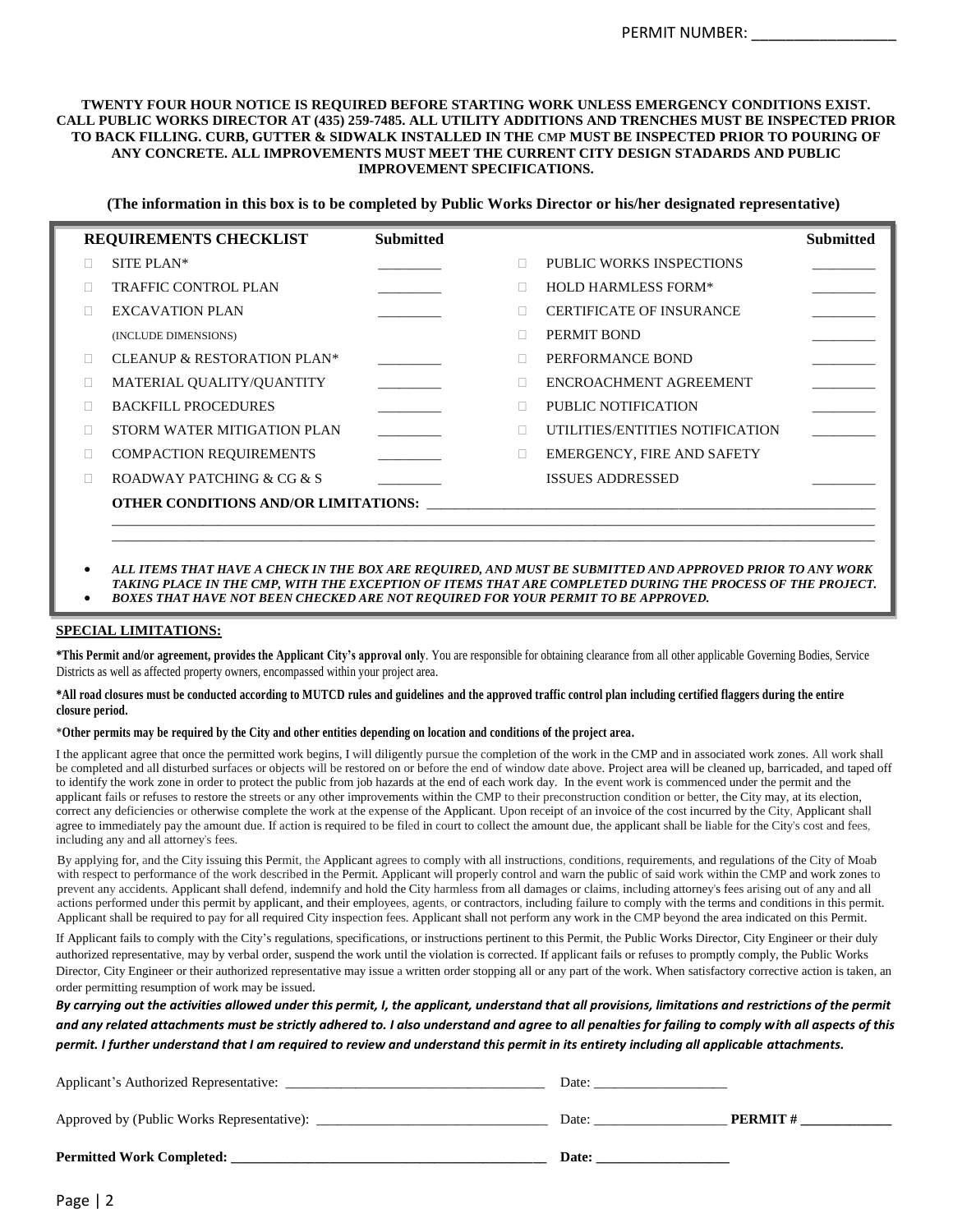PERMIT NUMBER: _________________

**TWENTY FOUR HOUR NOTICE IS REQUIRED BEFORE STARTING WORK UNLESS EMERGENCY CONDITIONS EXIST. CALL PUBLIC WORKS DIRECTOR AT (435) 259-7485. ALL UTILITY ADDITIONS AND TRENCHES MUST BE INSPECTED PRIOR TO BACK FILLING. CURB, GUTTER & SIDWALK INSTALLED IN THE CMP MUST BE INSPECTED PRIOR TO POURING OF ANY CONCRETE. ALL IMPROVEMENTS MUST MEET THE CURRENT CITY DESIGN STADARDS AND PUBLIC IMPROVEMENT SPECIFICATIONS.**

**(The information in this box is to be completed by Public Works Director or his/her designated representative)**

| | REQUIREMENTS CHECKLIST | Submitted | | | Submitted |
|---|---|---|---|---|---|
| ☐ | SITE PLAN* | _________ | ☐ | PUBLIC WORKS INSPECTIONS | _________ |
| ☐ | TRAFFIC CONTROL PLAN | _________ | ☐ | HOLD HARMLESS FORM* | _________ |
| ☐ | EXCAVATION PLAN (INCLUDE DIMENSIONS) | _________ | ☐ | CERTIFICATE OF INSURANCE | _________ |
| | | | ☐ | PERMIT BOND | _________ |
| ☐ | CLEANUP & RESTORATION PLAN* | _________ | ☐ | PERFORMANCE BOND | _________ |
| ☐ | MATERIAL QUALITY/QUANTITY | _________ | ☐ | ENCROACHMENT AGREEMENT | _________ |
| ☐ | BACKFILL PROCEDURES | _________ | ☐ | PUBLIC NOTIFICATION | _________ |
| ☐ | STORM WATER MITIGATION PLAN | _________ | ☐ | UTILITIES/ENTITIES NOTIFICATION | _________ |
| ☐ | COMPACTION REQUIREMENTS | _________ | ☐ | EMERGENCY, FIRE AND SAFETY ISSUES ADDRESSED | _________ |
| ☐ | ROADWAY PATCHING & CG & S | _________ | | | |

**OTHER CONDITIONS AND/OR LIMITATIONS:** ____________________________________________________________

______________________________________________________________________________________________

______________________________________________________________________________________________

- ***ALL ITEMS THAT HAVE A CHECK IN THE BOX ARE REQUIRED, AND MUST BE SUBMITTED AND APPROVED PRIOR TO ANY WORK TAKING PLACE IN THE CMP, WITH THE EXCEPTION OF ITEMS THAT ARE COMPLETED DURING THE PROCESS OF THE PROJECT.***
- ***BOXES THAT HAVE NOT BEEN CHECKED ARE NOT REQUIRED FOR YOUR PERMIT TO BE APPROVED.***

**SPECIAL LIMITATIONS:**

**\*This Permit and/or agreement, provides the Applicant City's approval only**. You are responsible for obtaining clearance from all other applicable Governing Bodies, Service Districts as well as affected property owners, encompassed within your project area.

**\*All road closures must be conducted according to MUTCD rules and guidelines and the approved traffic control plan including certified flaggers during the entire closure period.**

\***Other permits may be required by the City and other entities depending on location and conditions of the project area.**

I the applicant agree that once the permitted work begins, I will diligently pursue the completion of the work in the CMP and in associated work zones. All work shall be completed and all disturbed surfaces or objects will be restored on or before the end of window date above. Project area will be cleaned up, barricaded, and taped off to identify the work zone in order to protect the public from job hazards at the end of each work day. In the event work is commenced under the permit and the applicant fails or refuses to restore the streets or any other improvements within the CMP to their preconstruction condition or better, the City may, at its election, correct any deficiencies or otherwise complete the work at the expense of the Applicant. Upon receipt of an invoice of the cost incurred by the City, Applicant shall agree to immediately pay the amount due. If action is required to be filed in court to collect the amount due, the applicant shall be liable for the City's cost and fees, including any and all attorney's fees.

By applying for, and the City issuing this Permit, the Applicant agrees to comply with all instructions, conditions, requirements, and regulations of the City of Moab with respect to performance of the work described in the Permit. Applicant will properly control and warn the public of said work within the CMP and work zones to prevent any accidents. Applicant shall defend, indemnify and hold the City harmless from all damages or claims, including attorney's fees arising out of any and all actions performed under this permit by applicant, and their employees, agents, or contractors, including failure to comply with the terms and conditions in this permit. Applicant shall be required to pay for all required City inspection fees. Applicant shall not perform any work in the CMP beyond the area indicated on this Permit.

If Applicant fails to comply with the City's regulations, specifications, or instructions pertinent to this Permit, the Public Works Director, City Engineer or their duly authorized representative, may by verbal order, suspend the work until the violation is corrected. If applicant fails or refuses to promptly comply, the Public Works Director, City Engineer or their authorized representative may issue a written order stopping all or any part of the work. When satisfactory corrective action is taken, an order permitting resumption of work may be issued.

***By carrying out the activities allowed under this permit, I, the applicant, understand that all provisions, limitations and restrictions of the permit and any related attachments must be strictly adhered to. I also understand and agree to all penalties for failing to comply with all aspects of this permit. I further understand that I am required to review and understand this permit in its entirety including all applicable attachments.***

Applicant's Authorized Representative: ___________________________________ Date: __________________

Approved by (Public Works Representative): ________________________________ Date: __________________ **PERMIT #** ____________

**Permitted Work Completed:** ____________________________________________ **Date:** __________________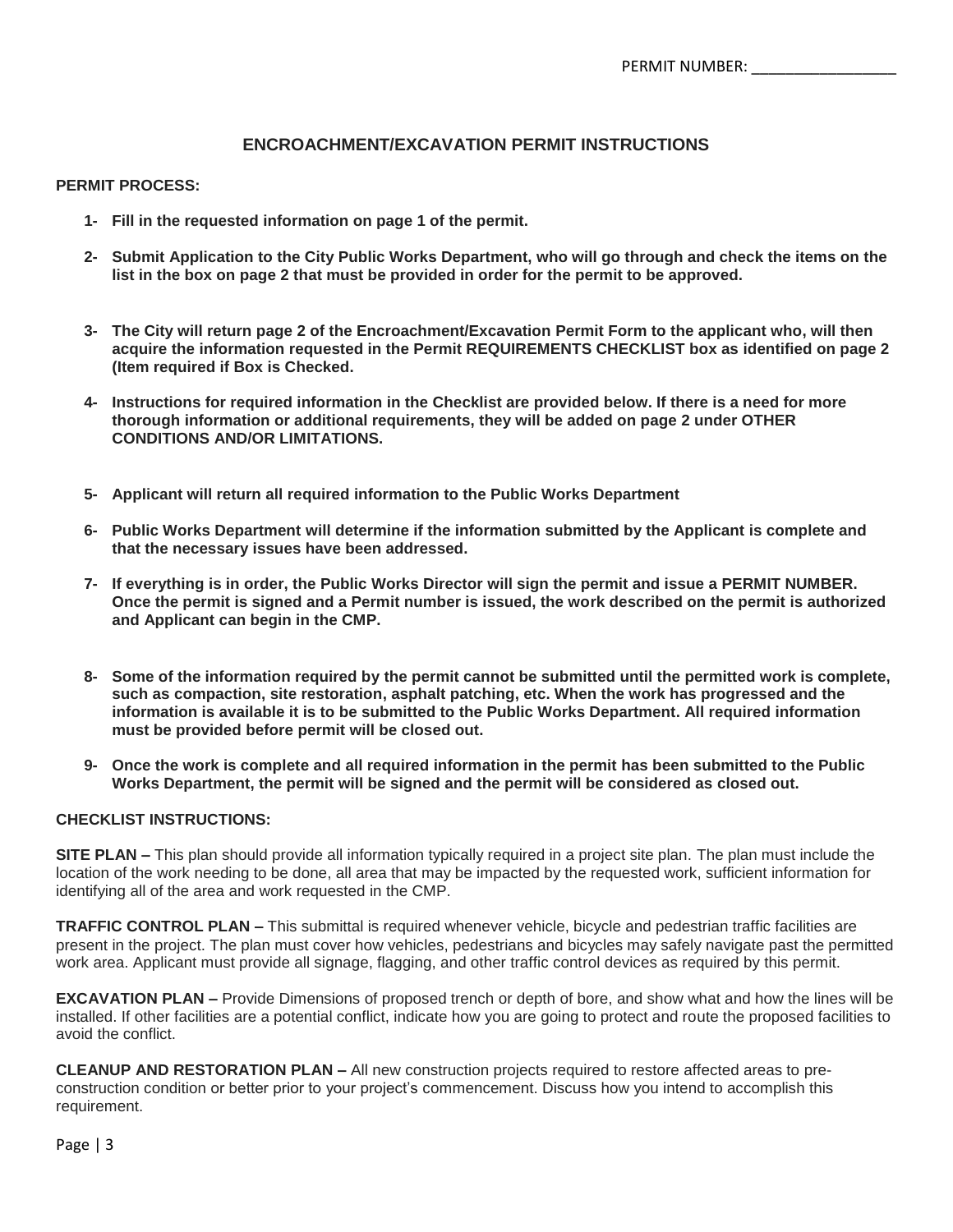PERMIT NUMBER: _________________

# ENCROACHMENT/EXCAVATION PERMIT INSTRUCTIONS

**PERMIT PROCESS:**

1- **Fill in the requested information on page 1 of the permit.**

2- **Submit Application to the City Public Works Department, who will go through and check the items on the list in the box on page 2 that must be provided in order for the permit to be approved.**

3- **The City will return page 2 of the Encroachment/Excavation Permit Form to the applicant who, will then acquire the information requested in the Permit REQUIREMENTS CHECKLIST box as identified on page 2 (Item required if Box is Checked.**

4- **Instructions for required information in the Checklist are provided below. If there is a need for more thorough information or additional requirements, they will be added on page 2 under OTHER CONDITIONS AND/OR LIMITATIONS.**

5- **Applicant will return all required information to the Public Works Department**

6- **Public Works Department will determine if the information submitted by the Applicant is complete and that the necessary issues have been addressed.**

7- **If everything is in order, the Public Works Director will sign the permit and issue a PERMIT NUMBER. Once the permit is signed and a Permit number is issued, the work described on the permit is authorized and Applicant can begin in the CMP.**

8- **Some of the information required by the permit cannot be submitted until the permitted work is complete, such as compaction, site restoration, asphalt patching, etc. When the work has progressed and the information is available it is to be submitted to the Public Works Department. All required information must be provided before permit will be closed out.**

9- **Once the work is complete and all required information in the permit has been submitted to the Public Works Department, the permit will be signed and the permit will be considered as closed out.**

**CHECKLIST INSTRUCTIONS:**

**SITE PLAN –** This plan should provide all information typically required in a project site plan. The plan must include the location of the work needing to be done, all area that may be impacted by the requested work, sufficient information for identifying all of the area and work requested in the CMP.

**TRAFFIC CONTROL PLAN –** This submittal is required whenever vehicle, bicycle and pedestrian traffic facilities are present in the project. The plan must cover how vehicles, pedestrians and bicycles may safely navigate past the permitted work area. Applicant must provide all signage, flagging, and other traffic control devices as required by this permit.

**EXCAVATION PLAN –** Provide Dimensions of proposed trench or depth of bore, and show what and how the lines will be installed. If other facilities are a potential conflict, indicate how you are going to protect and route the proposed facilities to avoid the conflict.

**CLEANUP AND RESTORATION PLAN –** All new construction projects required to restore affected areas to pre-construction condition or better prior to your project's commencement. Discuss how you intend to accomplish this requirement.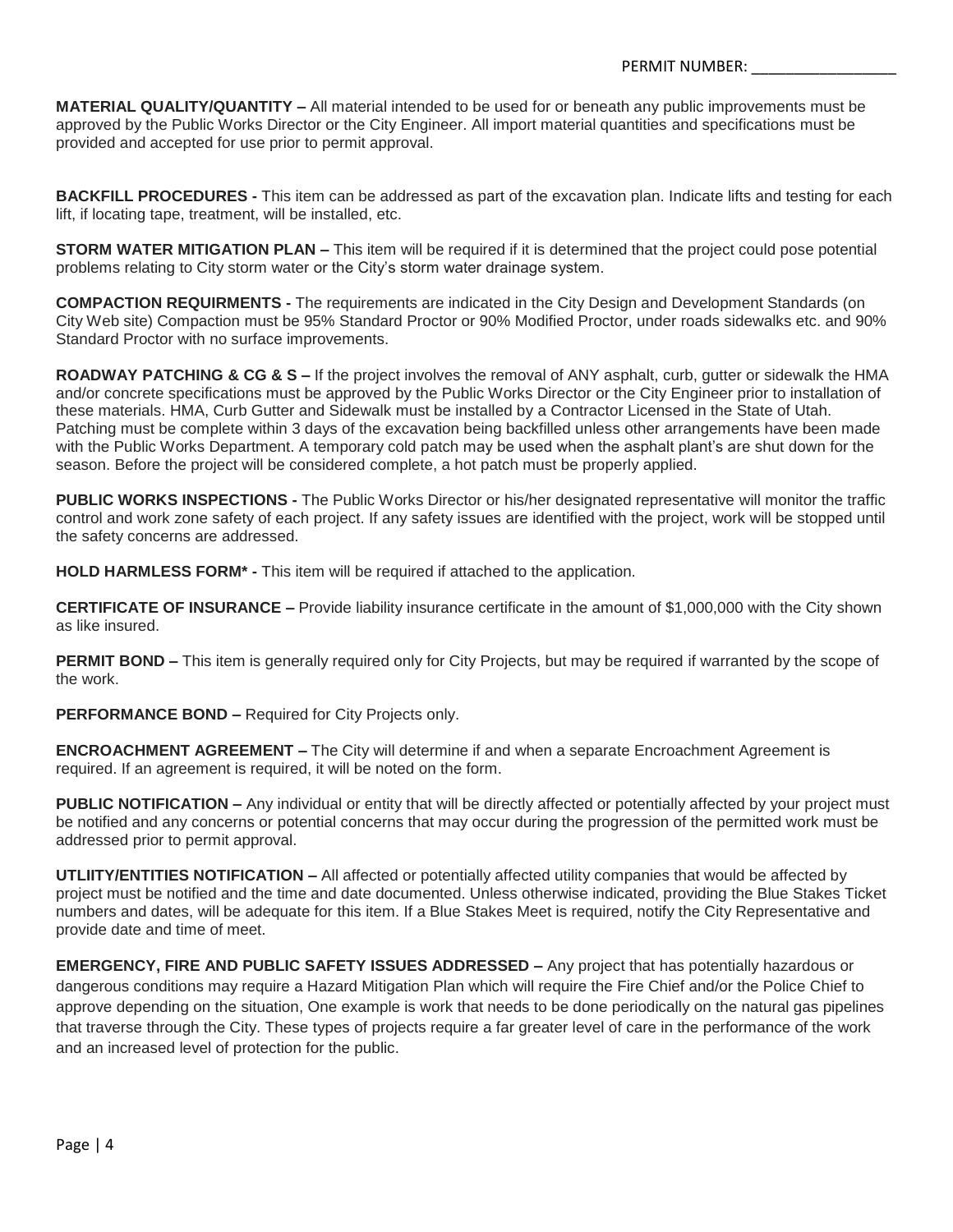PERMIT NUMBER: _________________

**MATERIAL QUALITY/QUANTITY –** All material intended to be used for or beneath any public improvements must be approved by the Public Works Director or the City Engineer. All import material quantities and specifications must be provided and accepted for use prior to permit approval.

**BACKFILL PROCEDURES -** This item can be addressed as part of the excavation plan. Indicate lifts and testing for each lift, if locating tape, treatment, will be installed, etc.

**STORM WATER MITIGATION PLAN –** This item will be required if it is determined that the project could pose potential problems relating to City storm water or the City's storm water drainage system.

**COMPACTION REQUIRMENTS -** The requirements are indicated in the City Design and Development Standards (on City Web site) Compaction must be 95% Standard Proctor or 90% Modified Proctor, under roads sidewalks etc. and 90% Standard Proctor with no surface improvements.

**ROADWAY PATCHING & CG & S –** If the project involves the removal of ANY asphalt, curb, gutter or sidewalk the HMA and/or concrete specifications must be approved by the Public Works Director or the City Engineer prior to installation of these materials. HMA, Curb Gutter and Sidewalk must be installed by a Contractor Licensed in the State of Utah. Patching must be complete within 3 days of the excavation being backfilled unless other arrangements have been made with the Public Works Department. A temporary cold patch may be used when the asphalt plant's are shut down for the season. Before the project will be considered complete, a hot patch must be properly applied.

**PUBLIC WORKS INSPECTIONS -** The Public Works Director or his/her designated representative will monitor the traffic control and work zone safety of each project. If any safety issues are identified with the project, work will be stopped until the safety concerns are addressed.

**HOLD HARMLESS FORM* -** This item will be required if attached to the application.

**CERTIFICATE OF INSURANCE –** Provide liability insurance certificate in the amount of $1,000,000 with the City shown as like insured.

**PERMIT BOND –** This item is generally required only for City Projects, but may be required if warranted by the scope of the work.

**PERFORMANCE BOND –** Required for City Projects only.

**ENCROACHMENT AGREEMENT –** The City will determine if and when a separate Encroachment Agreement is required. If an agreement is required, it will be noted on the form.

**PUBLIC NOTIFICATION –** Any individual or entity that will be directly affected or potentially affected by your project must be notified and any concerns or potential concerns that may occur during the progression of the permitted work must be addressed prior to permit approval.

**UTLIITY/ENTITIES NOTIFICATION –** All affected or potentially affected utility companies that would be affected by project must be notified and the time and date documented. Unless otherwise indicated, providing the Blue Stakes Ticket numbers and dates, will be adequate for this item. If a Blue Stakes Meet is required, notify the City Representative and provide date and time of meet.

**EMERGENCY, FIRE AND PUBLIC SAFETY ISSUES ADDRESSED –** Any project that has potentially hazardous or dangerous conditions may require a Hazard Mitigation Plan which will require the Fire Chief and/or the Police Chief to approve depending on the situation, One example is work that needs to be done periodically on the natural gas pipelines that traverse through the City. These types of projects require a far greater level of care in the performance of the work and an increased level of protection for the public.